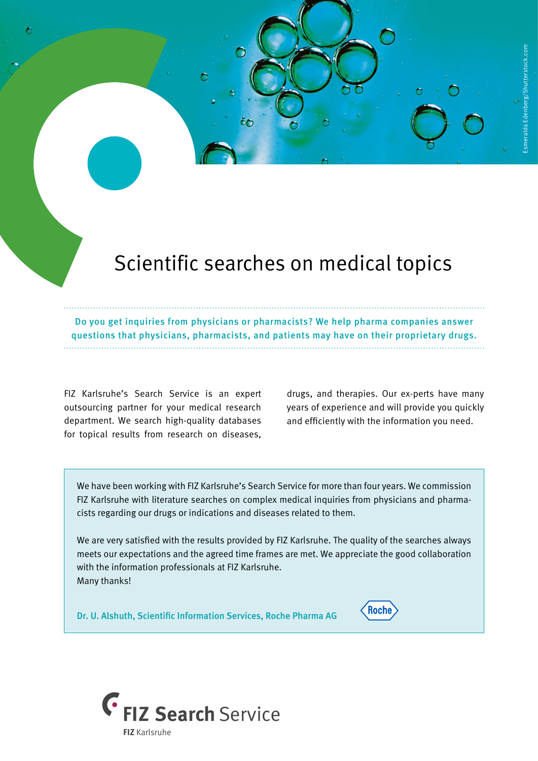# Scientific searches on medical topics

**Do you get inquiries from physicians or pharmacists? We help pharma companies answer questions that physicians, pharmacists, and patients may have on their proprietary drugs.**

FIZ Karlsruhe's Search Service is an expert outsourcing partner for your medical research department. We search high-quality databases for topical results from research on diseases, drugs, and therapies. Our ex-perts have many years of experience and will provide you quickly and efficiently with the information you need.

> We have been working with FIZ Karlsruhe's Search Service for more than four years. We commission FIZ Karlsruhe with literature searches on complex medical inquiries from physicians and pharmacists regarding our drugs or indications and diseases related to them.
>
> We are very satisfied with the results provided by FIZ Karlsruhe. The quality of the searches always meets our expectations and the agreed time frames are met. We appreciate the good collaboration with the information professionals at FIZ Karlsruhe.
> Many thanks!
>
> Dr. U. Alshuth, Scientific Information Services, Roche Pharma AG
>
> Roche

**FIZ Search** Service

**FIZ** Karlsruhe

Esmeralda Edenberg/Shutterstock.com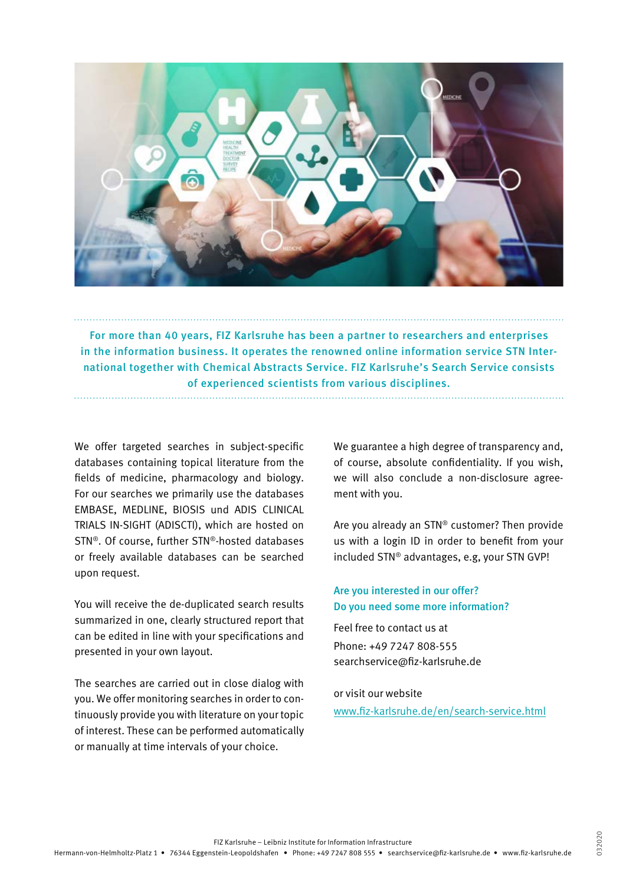For more than 40 years, FIZ Karlsruhe has been a partner to researchers and enterprises in the information business. It operates the renowned online information service STN International together with Chemical Abstracts Service. FIZ Karlsruhe's Search Service consists of experienced scientists from various disciplines.

We offer targeted searches in subject-specific databases containing topical literature from the fields of medicine, pharmacology and biology. For our searches we primarily use the databases EMBASE, MEDLINE, BIOSIS und ADIS CLINICAL TRIALS IN-SIGHT (ADISCTI), which are hosted on STN®. Of course, further STN®-hosted databases or freely available databases can be searched upon request.

You will receive the de-duplicated search results summarized in one, clearly structured report that can be edited in line with your specifications and presented in your own layout.

The searches are carried out in close dialog with you. We offer monitoring searches in order to continuously provide you with literature on your topic of interest. These can be performed automatically or manually at time intervals of your choice.

We guarantee a high degree of transparency and, of course, absolute confidentiality. If you wish, we will also conclude a non-disclosure agreement with you.

Are you already an STN® customer? Then provide us with a login ID in order to benefit from your included STN® advantages, e.g, your STN GVP!

**Are you interested in our offer?**
**Do you need some more information?**

Feel free to contact us at

Phone: +49 7247 808-555
searchservice@fiz-karlsruhe.de

or visit our website
www.fiz-karlsruhe.de/en/search-service.html

FIZ Karlsruhe – Leibniz Institute for Information Infrastructure
Hermann-von-Helmholtz-Platz 1 • 76344 Eggenstein-Leopoldshafen • Phone: +49 7247 808 555 • searchservice@fiz-karlsruhe.de • www.fiz-karlsruhe.de

032020